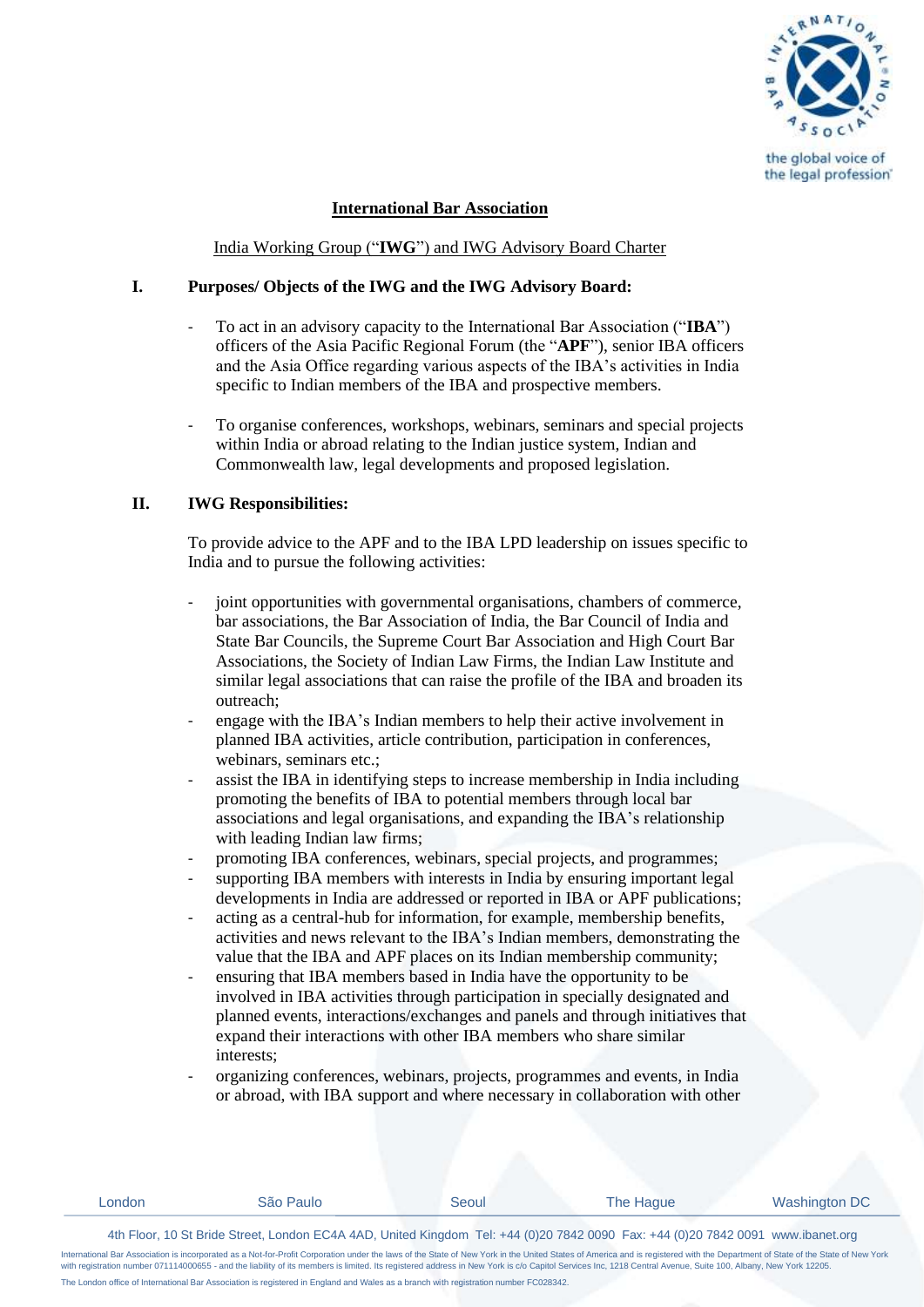# International Bar Association

India Working Group ("**IWG**") and IWG Advisory Board Charter

## I. Purposes/ Objects of the IWG and the IWG Advisory Board:

- To act in an advisory capacity to the International Bar Association ("**IBA**") officers of the Asia Pacific Regional Forum (the "**APF**"), senior IBA officers and the Asia Office regarding various aspects of the IBA's activities in India specific to Indian members of the IBA and prospective members.

- To organise conferences, workshops, webinars, seminars and special projects within India or abroad relating to the Indian justice system, Indian and Commonwealth law, legal developments and proposed legislation.

## II. IWG Responsibilities:

To provide advice to the APF and to the IBA LPD leadership on issues specific to India and to pursue the following activities:

- joint opportunities with governmental organisations, chambers of commerce, bar associations, the Bar Association of India, the Bar Council of India and State Bar Councils, the Supreme Court Bar Association and High Court Bar Associations, the Society of Indian Law Firms, the Indian Law Institute and similar legal associations that can raise the profile of the IBA and broaden its outreach;
- engage with the IBA's Indian members to help their active involvement in planned IBA activities, article contribution, participation in conferences, webinars, seminars etc.;
- assist the IBA in identifying steps to increase membership in India including promoting the benefits of IBA to potential members through local bar associations and legal organisations, and expanding the IBA's relationship with leading Indian law firms;
- promoting IBA conferences, webinars, special projects, and programmes;
- supporting IBA members with interests in India by ensuring important legal developments in India are addressed or reported in IBA or APF publications;
- acting as a central-hub for information, for example, membership benefits, activities and news relevant to the IBA's Indian members, demonstrating the value that the IBA and APF places on its Indian membership community;
- ensuring that IBA members based in India have the opportunity to be involved in IBA activities through participation in specially designated and planned events, interactions/exchanges and panels and through initiatives that expand their interactions with other IBA members who share similar interests;
- organizing conferences, webinars, projects, programmes and events, in India or abroad, with IBA support and where necessary in collaboration with other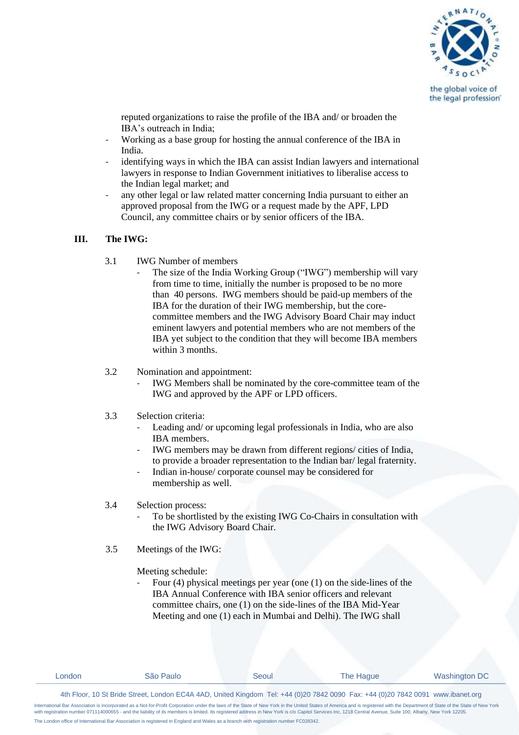reputed organizations to raise the profile of the IBA and/ or broaden the IBA's outreach in India;

- Working as a base group for hosting the annual conference of the IBA in India.
- identifying ways in which the IBA can assist Indian lawyers and international lawyers in response to Indian Government initiatives to liberalise access to the Indian legal market; and
- any other legal or law related matter concerning India pursuant to either an approved proposal from the IWG or a request made by the APF, LPD Council, any committee chairs or by senior officers of the IBA.

## III. The IWG:

3.1 IWG Number of members

- The size of the India Working Group ("IWG") membership will vary from time to time, initially the number is proposed to be no more than 40 persons. IWG members should be paid-up members of the IBA for the duration of their IWG membership, but the core-committee members and the IWG Advisory Board Chair may induct eminent lawyers and potential members who are not members of the IBA yet subject to the condition that they will become IBA members within 3 months.

3.2 Nomination and appointment:

- IWG Members shall be nominated by the core-committee team of the IWG and approved by the APF or LPD officers.

3.3 Selection criteria:

- Leading and/ or upcoming legal professionals in India, who are also IBA members.
- IWG members may be drawn from different regions/ cities of India, to provide a broader representation to the Indian bar/ legal fraternity.
- Indian in-house/ corporate counsel may be considered for membership as well.

3.4 Selection process:

- To be shortlisted by the existing IWG Co-Chairs in consultation with the IWG Advisory Board Chair.

3.5 Meetings of the IWG:

Meeting schedule:

- Four (4) physical meetings per year (one (1) on the side-lines of the IBA Annual Conference with IBA senior officers and relevant committee chairs, one (1) on the side-lines of the IBA Mid-Year Meeting and one (1) each in Mumbai and Delhi). The IWG shall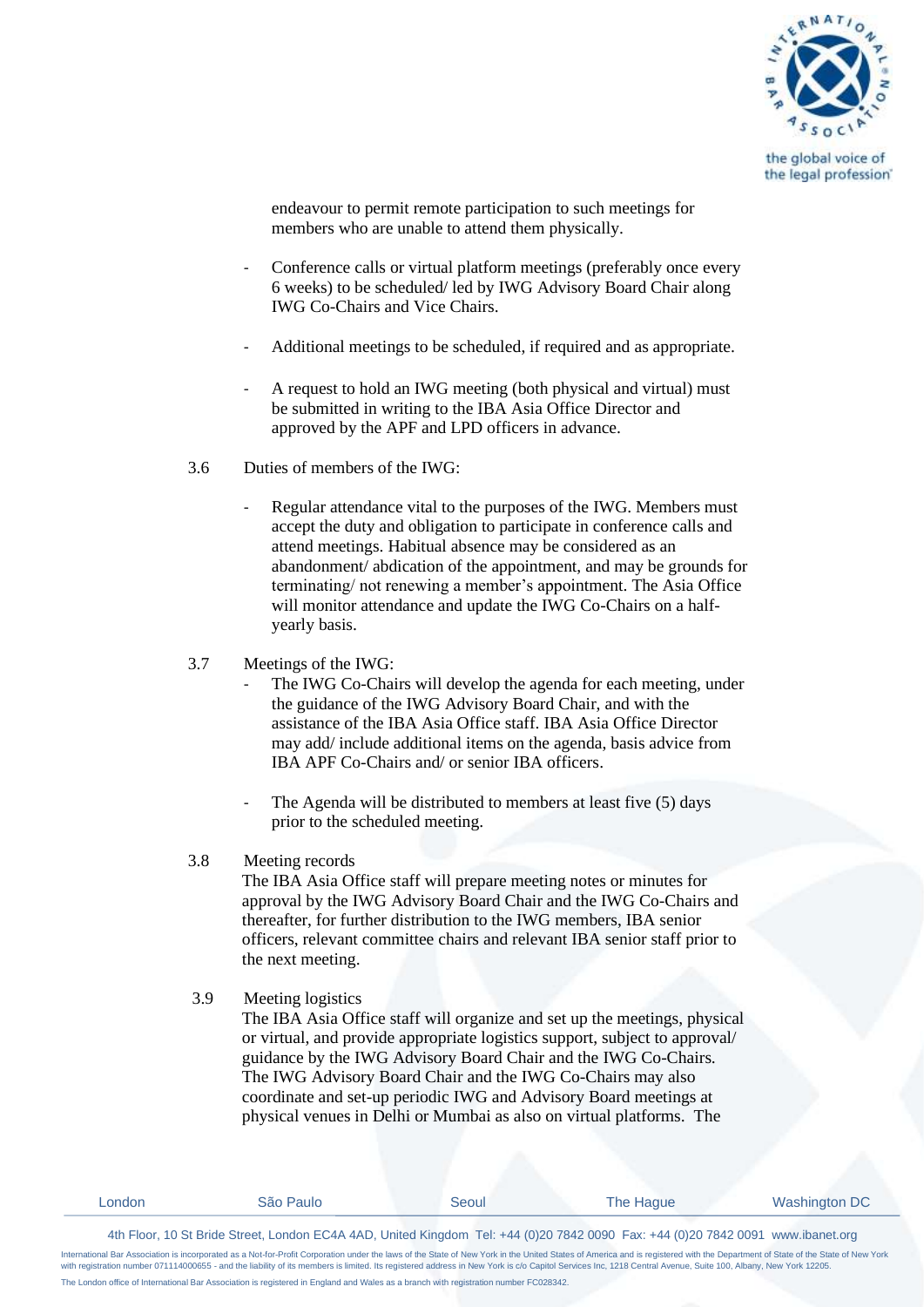endeavour to permit remote participation to such meetings for members who are unable to attend them physically.

- Conference calls or virtual platform meetings (preferably once every 6 weeks) to be scheduled/ led by IWG Advisory Board Chair along IWG Co-Chairs and Vice Chairs.

- Additional meetings to be scheduled, if required and as appropriate.

- A request to hold an IWG meeting (both physical and virtual) must be submitted in writing to the IBA Asia Office Director and approved by the APF and LPD officers in advance.

3.6 Duties of members of the IWG:

- Regular attendance vital to the purposes of the IWG. Members must accept the duty and obligation to participate in conference calls and attend meetings. Habitual absence may be considered as an abandonment/ abdication of the appointment, and may be grounds for terminating/ not renewing a member's appointment. The Asia Office will monitor attendance and update the IWG Co-Chairs on a half-yearly basis.

3.7 Meetings of the IWG:

- The IWG Co-Chairs will develop the agenda for each meeting, under the guidance of the IWG Advisory Board Chair, and with the assistance of the IBA Asia Office staff. IBA Asia Office Director may add/ include additional items on the agenda, basis advice from IBA APF Co-Chairs and/ or senior IBA officers.

- The Agenda will be distributed to members at least five (5) days prior to the scheduled meeting.

3.8 Meeting records

The IBA Asia Office staff will prepare meeting notes or minutes for approval by the IWG Advisory Board Chair and the IWG Co-Chairs and thereafter, for further distribution to the IWG members, IBA senior officers, relevant committee chairs and relevant IBA senior staff prior to the next meeting.

3.9 Meeting logistics

The IBA Asia Office staff will organize and set up the meetings, physical or virtual, and provide appropriate logistics support, subject to approval/ guidance by the IWG Advisory Board Chair and the IWG Co-Chairs. The IWG Advisory Board Chair and the IWG Co-Chairs may also coordinate and set-up periodic IWG and Advisory Board meetings at physical venues in Delhi or Mumbai as also on virtual platforms. The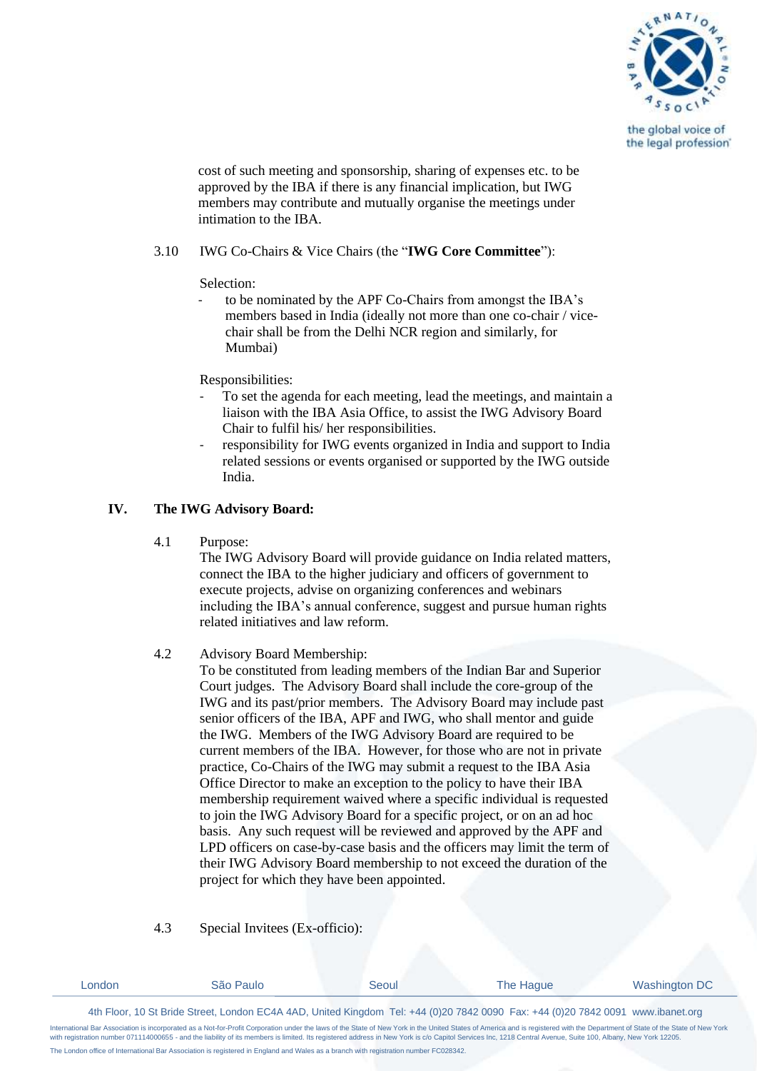cost of such meeting and sponsorship, sharing of expenses etc. to be approved by the IBA if there is any financial implication, but IWG members may contribute and mutually organise the meetings under intimation to the IBA.

3.10 IWG Co-Chairs & Vice Chairs (the "**IWG Core Committee**"):

Selection:

- to be nominated by the APF Co-Chairs from amongst the IBA's members based in India (ideally not more than one co-chair / vice-chair shall be from the Delhi NCR region and similarly, for Mumbai)

Responsibilities:

- To set the agenda for each meeting, lead the meetings, and maintain a liaison with the IBA Asia Office, to assist the IWG Advisory Board Chair to fulfil his/ her responsibilities.
- responsibility for IWG events organized in India and support to India related sessions or events organised or supported by the IWG outside India.

## IV. The IWG Advisory Board:

4.1 Purpose:

The IWG Advisory Board will provide guidance on India related matters, connect the IBA to the higher judiciary and officers of government to execute projects, advise on organizing conferences and webinars including the IBA's annual conference, suggest and pursue human rights related initiatives and law reform.

4.2 Advisory Board Membership:

To be constituted from leading members of the Indian Bar and Superior Court judges. The Advisory Board shall include the core-group of the IWG and its past/prior members. The Advisory Board may include past senior officers of the IBA, APF and IWG, who shall mentor and guide the IWG. Members of the IWG Advisory Board are required to be current members of the IBA. However, for those who are not in private practice, Co-Chairs of the IWG may submit a request to the IBA Asia Office Director to make an exception to the policy to have their IBA membership requirement waived where a specific individual is requested to join the IWG Advisory Board for a specific project, or on an ad hoc basis. Any such request will be reviewed and approved by the APF and LPD officers on case-by-case basis and the officers may limit the term of their IWG Advisory Board membership to not exceed the duration of the project for which they have been appointed.

4.3 Special Invitees (Ex-officio):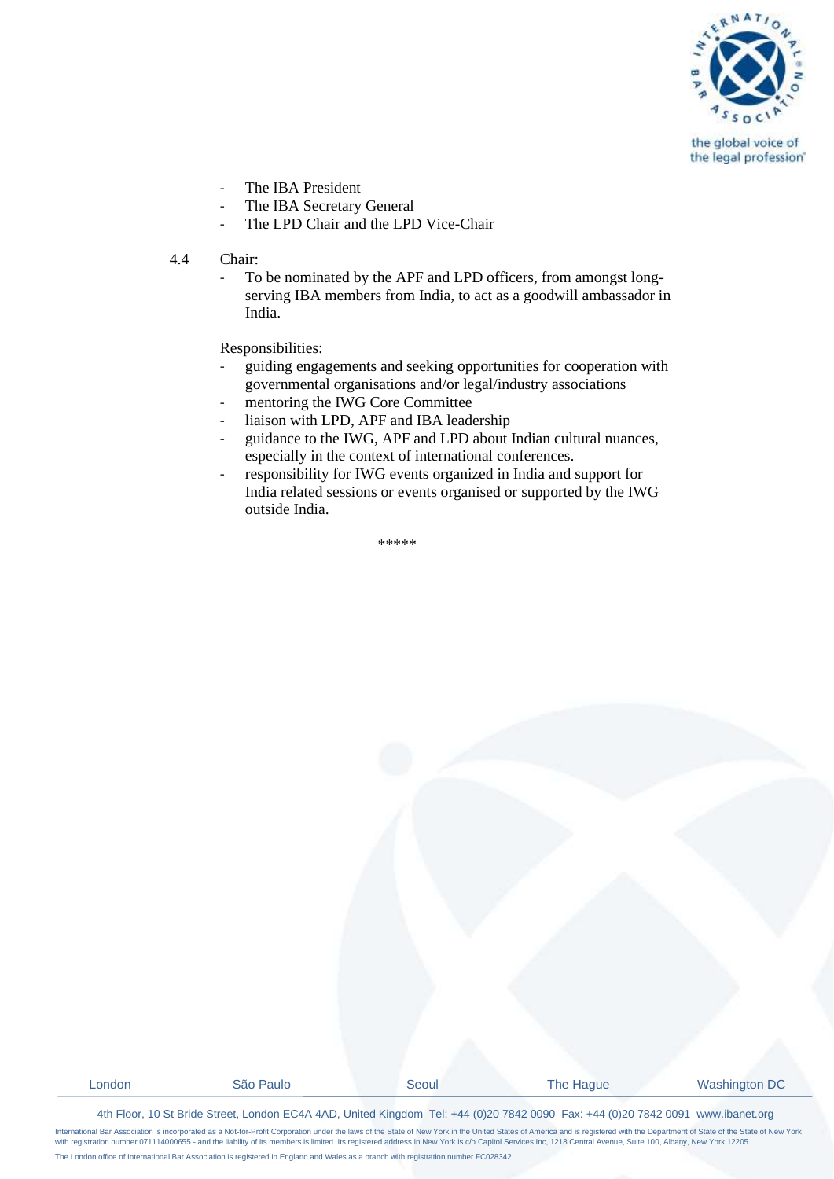- The IBA President
- The IBA Secretary General
- The LPD Chair and the LPD Vice-Chair

4.4 Chair:

- To be nominated by the APF and LPD officers, from amongst long-serving IBA members from India, to act as a goodwill ambassador in India.

Responsibilities:

- guiding engagements and seeking opportunities for cooperation with governmental organisations and/or legal/industry associations
- mentoring the IWG Core Committee
- liaison with LPD, APF and IBA leadership
- guidance to the IWG, APF and LPD about Indian cultural nuances, especially in the context of international conferences.
- responsibility for IWG events organized in India and support for India related sessions or events organised or supported by the IWG outside India.

*****